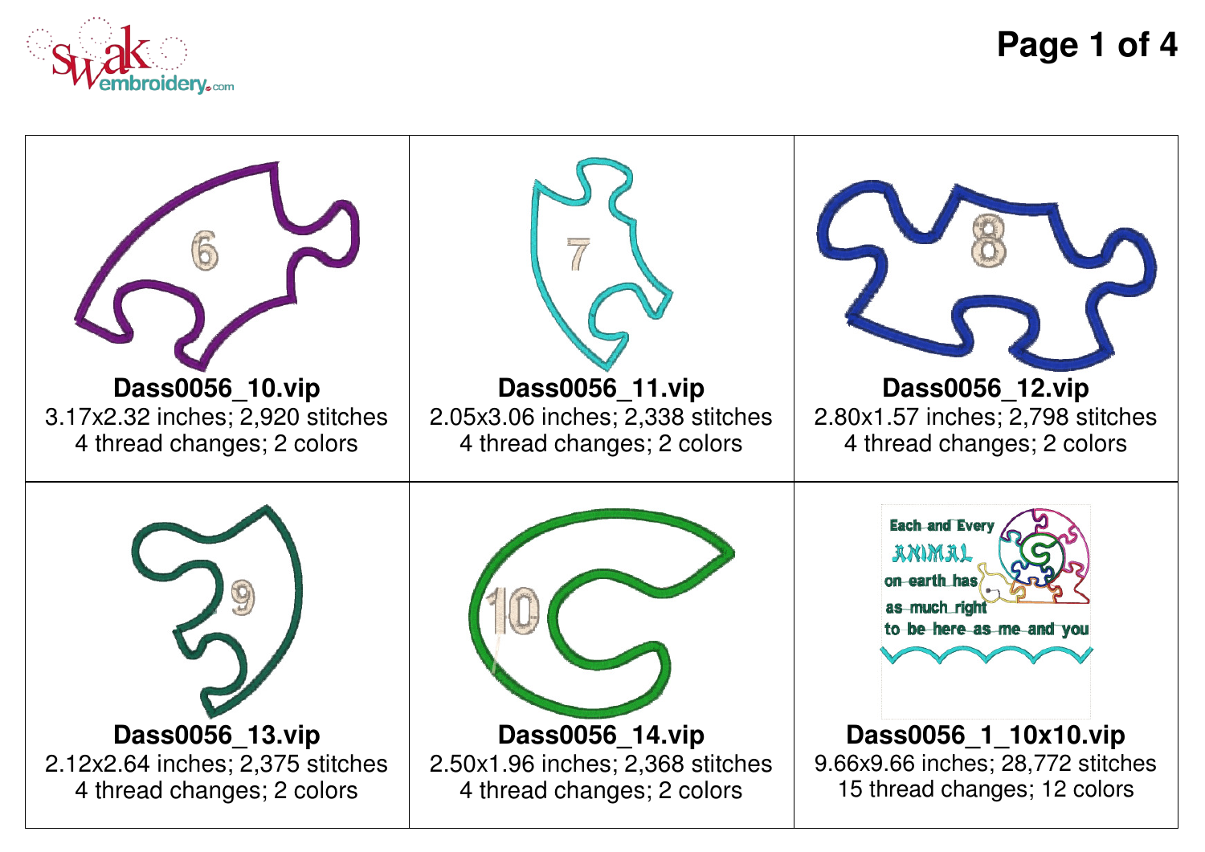**Dass0056_10.vip**
3.17x2.32 inches; 2,920 stitches
4 thread changes; 2 colors

**Dass0056_11.vip**
2.05x3.06 inches; 2,338 stitches
4 thread changes; 2 colors

**Dass0056_12.vip**
2.80x1.57 inches; 2,798 stitches
4 thread changes; 2 colors

**Dass0056_13.vip**
2.12x2.64 inches; 2,375 stitches
4 thread changes; 2 colors

**Dass0056_14.vip**
2.50x1.96 inches; 2,368 stitches
4 thread changes; 2 colors

**Dass0056_1_10x10.vip**
9.66x9.66 inches; 28,772 stitches
15 thread changes; 12 colors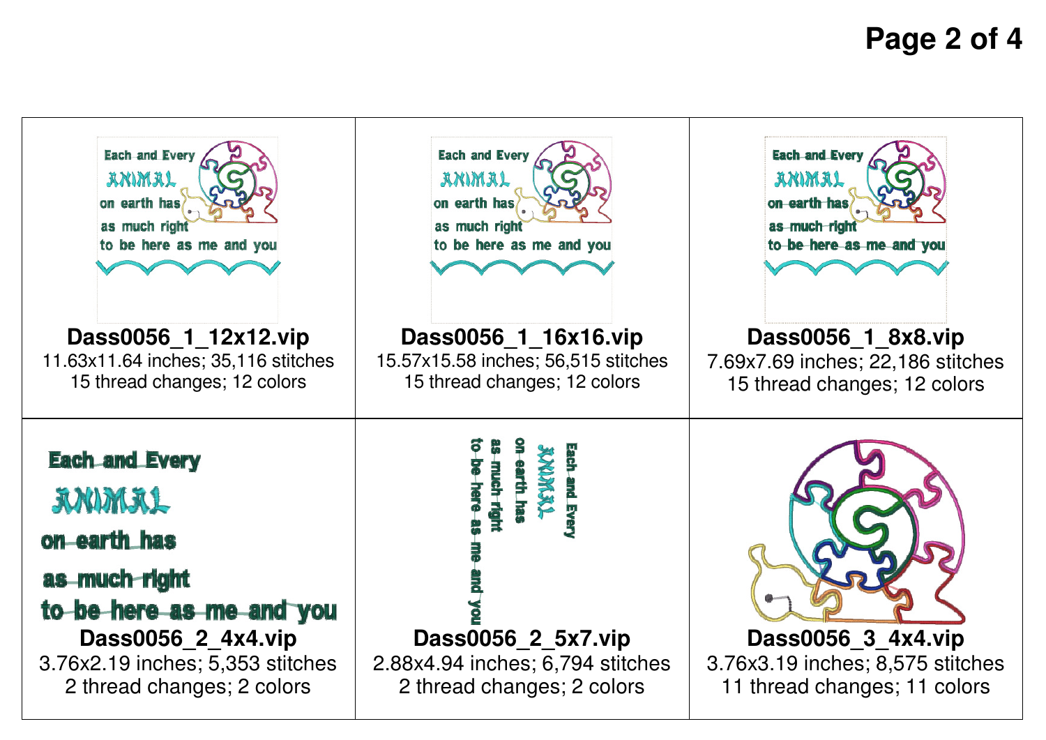**Dass0056_1_12x12.vip**
11.63x11.64 inches; 35,116 stitches
15 thread changes; 12 colors

**Dass0056_1_16x16.vip**
15.57x15.58 inches; 56,515 stitches
15 thread changes; 12 colors

**Dass0056_1_8x8.vip**
7.69x7.69 inches; 22,186 stitches
15 thread changes; 12 colors

**Dass0056_2_4x4.vip**
3.76x2.19 inches; 5,353 stitches
2 thread changes; 2 colors

**Dass0056_2_5x7.vip**
2.88x4.94 inches; 6,794 stitches
2 thread changes; 2 colors

**Dass0056_3_4x4.vip**
3.76x3.19 inches; 8,575 stitches
11 thread changes; 11 colors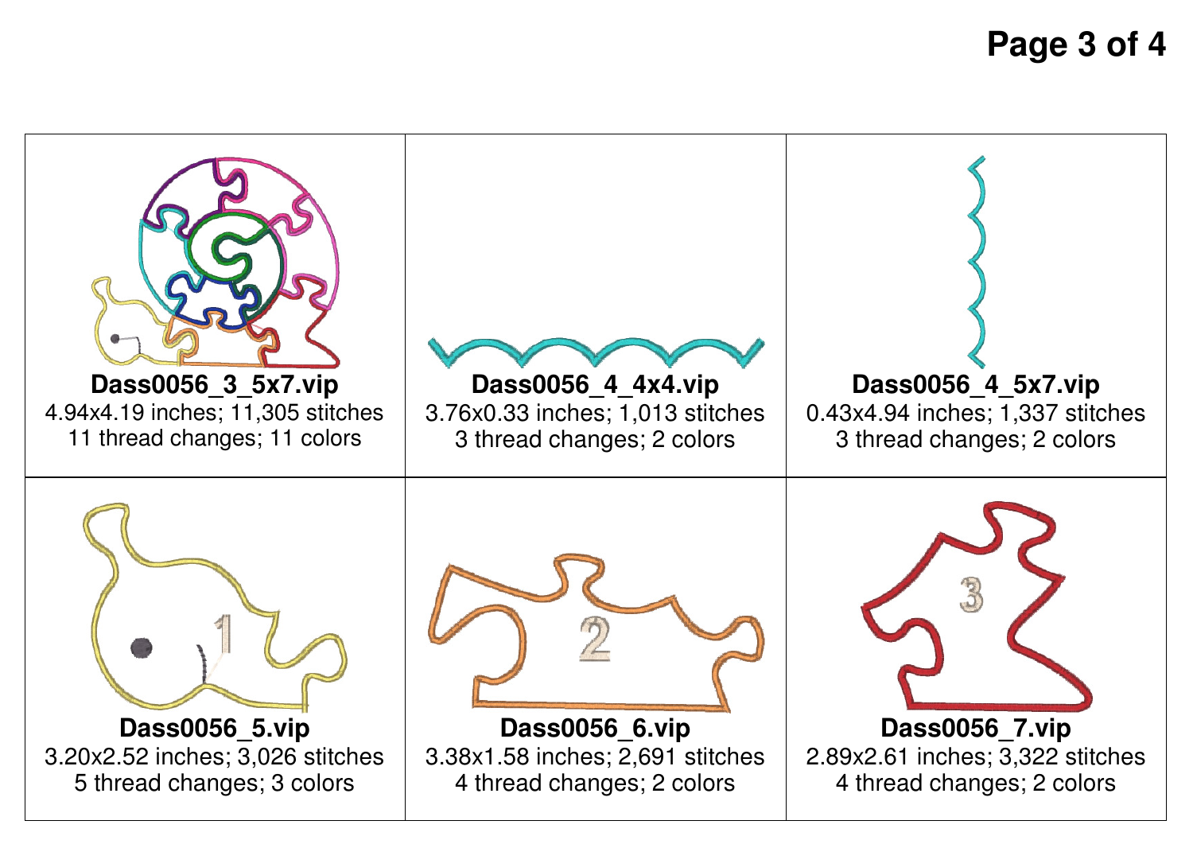| | | |
|---|---|---|
| **Dass0056_3_5x7.vip**<br>4.94x4.19 inches; 11,305 stitches<br>11 thread changes; 11 colors | **Dass0056_4_4x4.vip**<br>3.76x0.33 inches; 1,013 stitches<br>3 thread changes; 2 colors | **Dass0056_4_5x7.vip**<br>0.43x4.94 inches; 1,337 stitches<br>3 thread changes; 2 colors |
| **Dass0056_5.vip**<br>3.20x2.52 inches; 3,026 stitches<br>5 thread changes; 3 colors | **Dass0056_6.vip**<br>3.38x1.58 inches; 2,691 stitches<br>4 thread changes; 2 colors | **Dass0056_7.vip**<br>2.89x2.61 inches; 3,322 stitches<br>4 thread changes; 2 colors |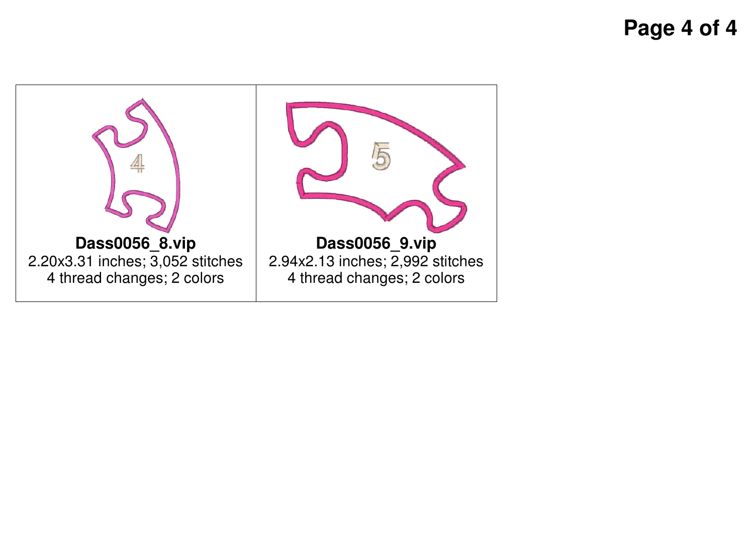| | |
|---|---|
| **Dass0056_8.vip**<br>2.20x3.31 inches; 3,052 stitches<br>4 thread changes; 2 colors | **Dass0056_9.vip**<br>2.94x2.13 inches; 2,992 stitches<br>4 thread changes; 2 colors |